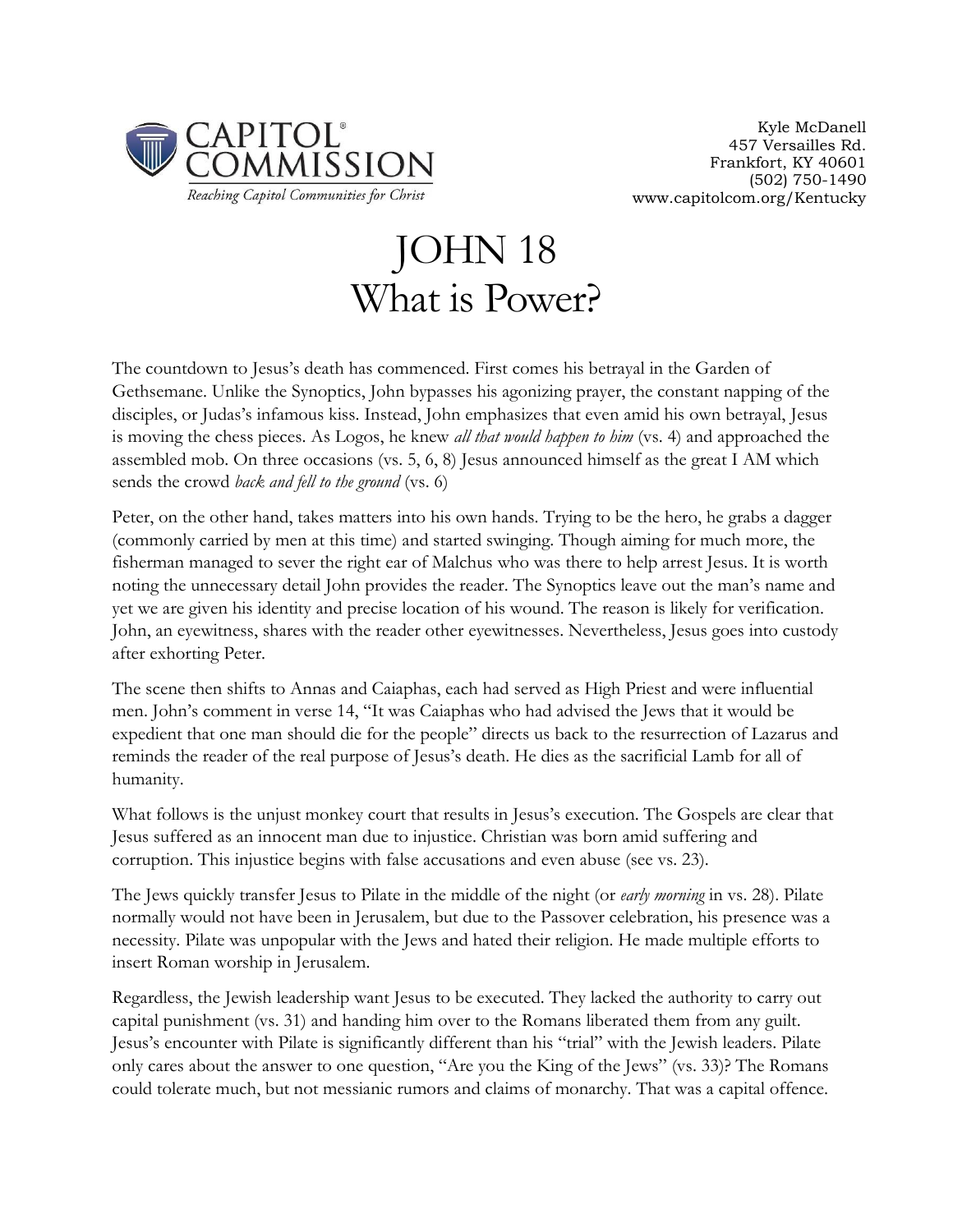CAPITOL® COMMISSION
*Reaching Capitol Communities for Christ*

Kyle McDanell
457 Versailles Rd.
Frankfort, KY 40601
(502) 750-1490
www.capitolcom.org/Kentucky

# JOHN 18
# What is Power?

The countdown to Jesus's death has commenced. First comes his betrayal in the Garden of Gethsemane. Unlike the Synoptics, John bypasses his agonizing prayer, the constant napping of the disciples, or Judas's infamous kiss. Instead, John emphasizes that even amid his own betrayal, Jesus is moving the chess pieces. As Logos, he knew *all that would happen to him* (vs. 4) and approached the assembled mob. On three occasions (vs. 5, 6, 8) Jesus announced himself as the great I AM which sends the crowd *back and fell to the ground* (vs. 6)

Peter, on the other hand, takes matters into his own hands. Trying to be the hero, he grabs a dagger (commonly carried by men at this time) and started swinging. Though aiming for much more, the fisherman managed to sever the right ear of Malchus who was there to help arrest Jesus. It is worth noting the unnecessary detail John provides the reader. The Synoptics leave out the man's name and yet we are given his identity and precise location of his wound. The reason is likely for verification. John, an eyewitness, shares with the reader other eyewitnesses. Nevertheless, Jesus goes into custody after exhorting Peter.

The scene then shifts to Annas and Caiaphas, each had served as High Priest and were influential men. John's comment in verse 14, "It was Caiaphas who had advised the Jews that it would be expedient that one man should die for the people" directs us back to the resurrection of Lazarus and reminds the reader of the real purpose of Jesus's death. He dies as the sacrificial Lamb for all of humanity.

What follows is the unjust monkey court that results in Jesus's execution. The Gospels are clear that Jesus suffered as an innocent man due to injustice. Christian was born amid suffering and corruption. This injustice begins with false accusations and even abuse (see vs. 23).

The Jews quickly transfer Jesus to Pilate in the middle of the night (or *early morning* in vs. 28). Pilate normally would not have been in Jerusalem, but due to the Passover celebration, his presence was a necessity. Pilate was unpopular with the Jews and hated their religion. He made multiple efforts to insert Roman worship in Jerusalem.

Regardless, the Jewish leadership want Jesus to be executed. They lacked the authority to carry out capital punishment (vs. 31) and handing him over to the Romans liberated them from any guilt. Jesus's encounter with Pilate is significantly different than his "trial" with the Jewish leaders. Pilate only cares about the answer to one question, "Are you the King of the Jews" (vs. 33)? The Romans could tolerate much, but not messianic rumors and claims of monarchy. That was a capital offence.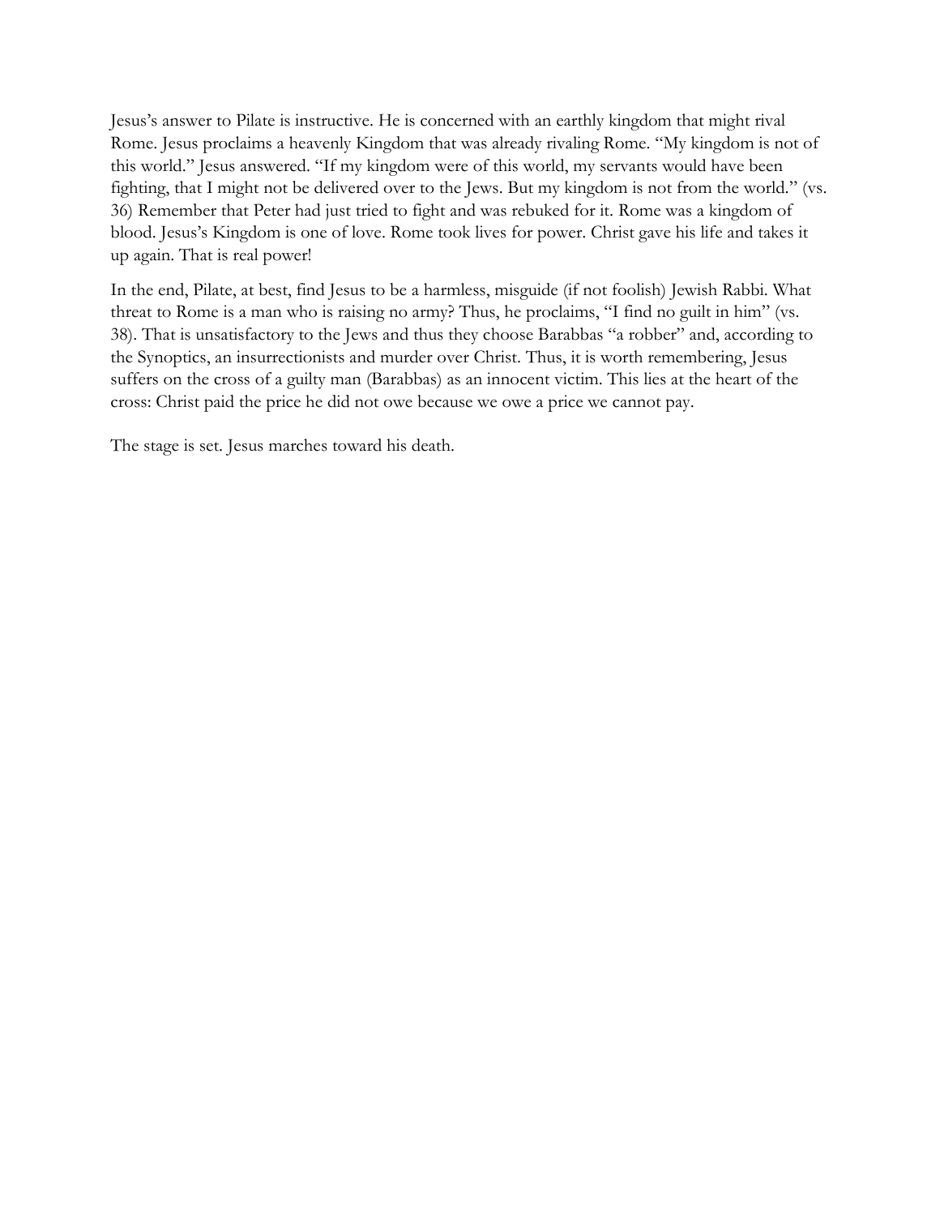Jesus's answer to Pilate is instructive. He is concerned with an earthly kingdom that might rival Rome. Jesus proclaims a heavenly Kingdom that was already rivaling Rome. "My kingdom is not of this world." Jesus answered. "If my kingdom were of this world, my servants would have been fighting, that I might not be delivered over to the Jews. But my kingdom is not from the world." (vs. 36) Remember that Peter had just tried to fight and was rebuked for it. Rome was a kingdom of blood. Jesus's Kingdom is one of love. Rome took lives for power. Christ gave his life and takes it up again. That is real power!

In the end, Pilate, at best, find Jesus to be a harmless, misguide (if not foolish) Jewish Rabbi. What threat to Rome is a man who is raising no army? Thus, he proclaims, "I find no guilt in him" (vs. 38). That is unsatisfactory to the Jews and thus they choose Barabbas "a robber" and, according to the Synoptics, an insurrectionists and murder over Christ. Thus, it is worth remembering, Jesus suffers on the cross of a guilty man (Barabbas) as an innocent victim. This lies at the heart of the cross: Christ paid the price he did not owe because we owe a price we cannot pay.

The stage is set. Jesus marches toward his death.